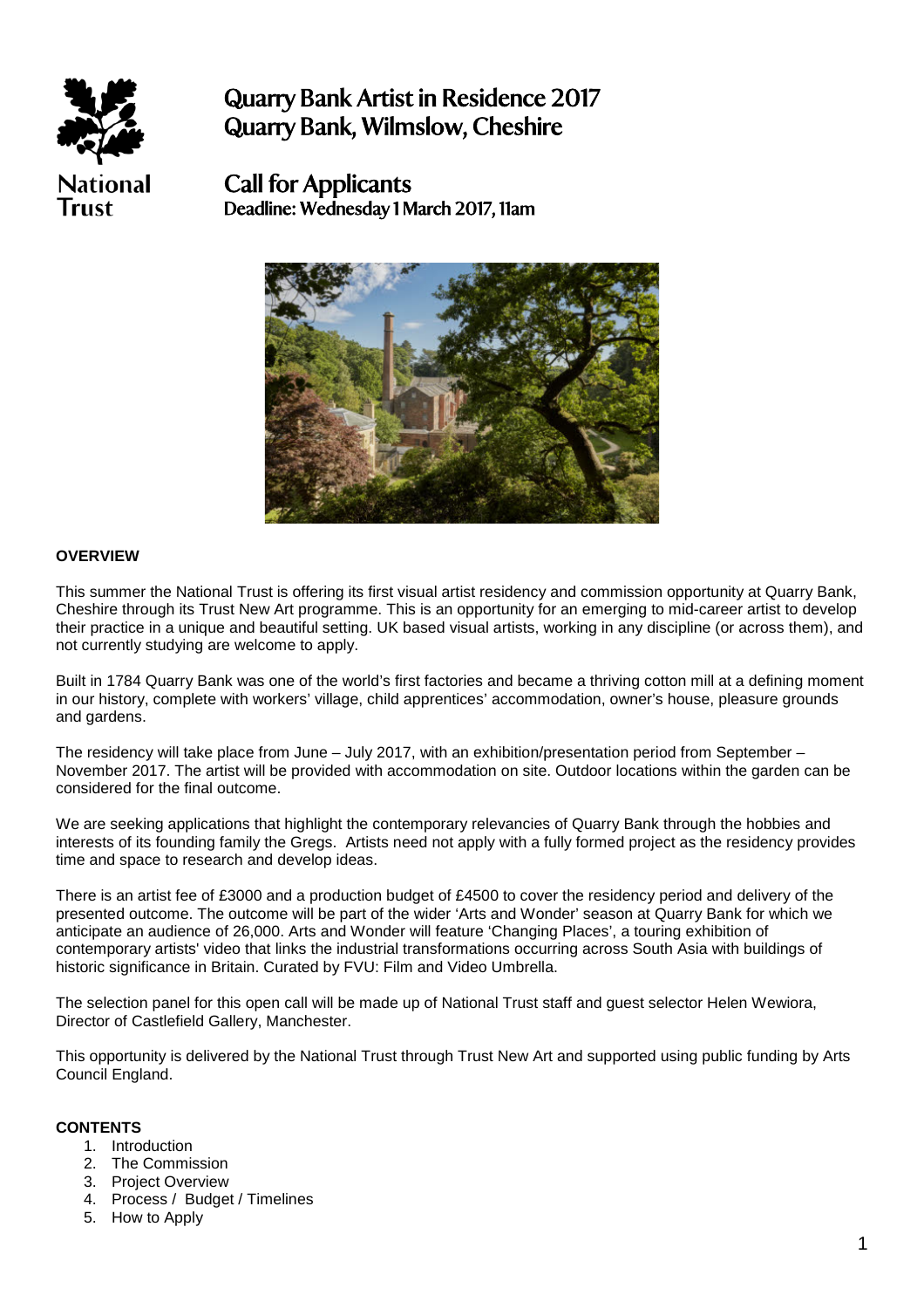National Trust

# Quarry Bank Artist in Residence 2017
# Quarry Bank, Wilmslow, Cheshire

## Call for Applicants
### Deadline: Wednesday 1 March 2017, 11am

**OVERVIEW**

This summer the National Trust is offering its first visual artist residency and commission opportunity at Quarry Bank, Cheshire through its Trust New Art programme. This is an opportunity for an emerging to mid-career artist to develop their practice in a unique and beautiful setting. UK based visual artists, working in any discipline (or across them), and not currently studying are welcome to apply.

Built in 1784 Quarry Bank was one of the world's first factories and became a thriving cotton mill at a defining moment in our history, complete with workers' village, child apprentices' accommodation, owner's house, pleasure grounds and gardens.

The residency will take place from June – July 2017, with an exhibition/presentation period from September – November 2017. The artist will be provided with accommodation on site. Outdoor locations within the garden can be considered for the final outcome.

We are seeking applications that highlight the contemporary relevancies of Quarry Bank through the hobbies and interests of its founding family the Gregs. Artists need not apply with a fully formed project as the residency provides time and space to research and develop ideas.

There is an artist fee of £3000 and a production budget of £4500 to cover the residency period and delivery of the presented outcome. The outcome will be part of the wider 'Arts and Wonder' season at Quarry Bank for which we anticipate an audience of 26,000. Arts and Wonder will feature 'Changing Places', a touring exhibition of contemporary artists' video that links the industrial transformations occurring across South Asia with buildings of historic significance in Britain. Curated by FVU: Film and Video Umbrella.

The selection panel for this open call will be made up of National Trust staff and guest selector Helen Wewiora, Director of Castlefield Gallery, Manchester.

This opportunity is delivered by the National Trust through Trust New Art and supported using public funding by Arts Council England.

**CONTENTS**

1. Introduction
2. The Commission
3. Project Overview
4. Process / Budget / Timelines
5. How to Apply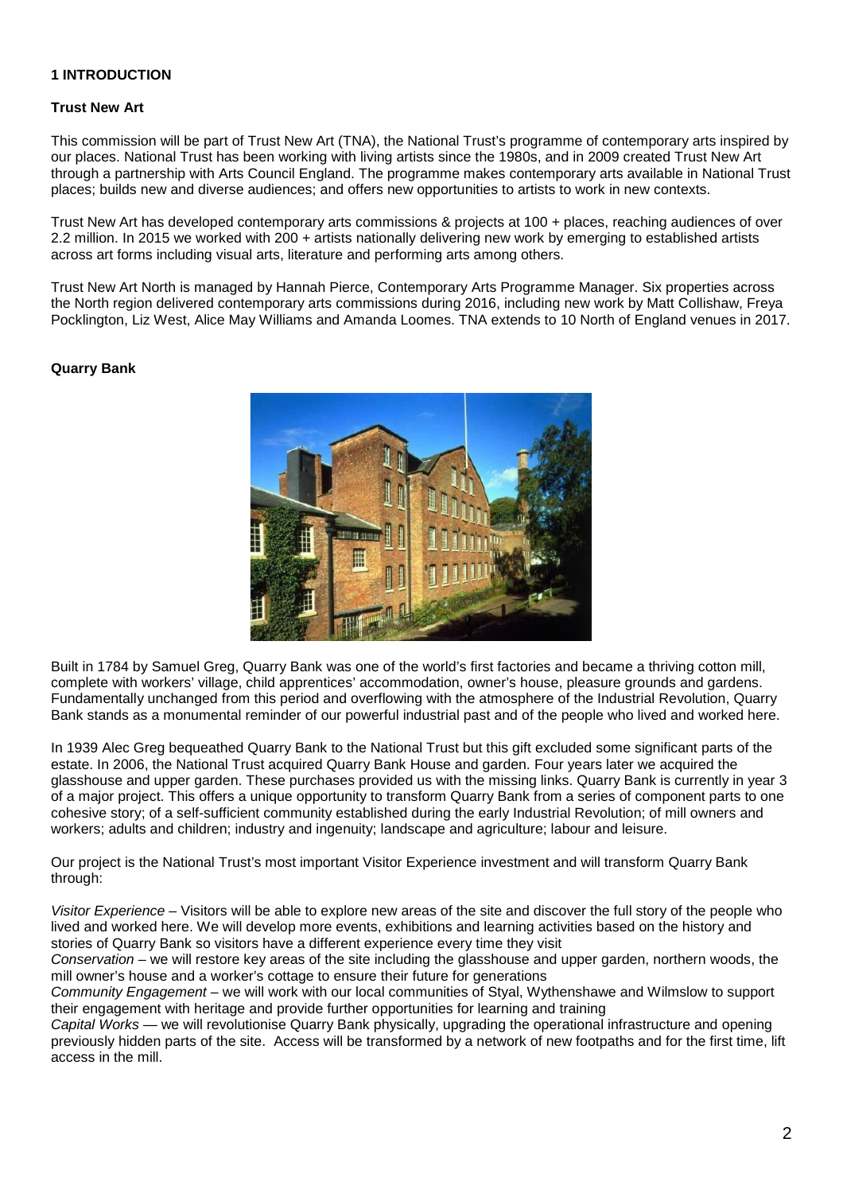## 1 INTRODUCTION

### Trust New Art

This commission will be part of Trust New Art (TNA), the National Trust's programme of contemporary arts inspired by our places. National Trust has been working with living artists since the 1980s, and in 2009 created Trust New Art through a partnership with Arts Council England. The programme makes contemporary arts available in National Trust places; builds new and diverse audiences; and offers new opportunities to artists to work in new contexts.

Trust New Art has developed contemporary arts commissions & projects at 100 + places, reaching audiences of over 2.2 million. In 2015 we worked with 200 + artists nationally delivering new work by emerging to established artists across art forms including visual arts, literature and performing arts among others.

Trust New Art North is managed by Hannah Pierce, Contemporary Arts Programme Manager. Six properties across the North region delivered contemporary arts commissions during 2016, including new work by Matt Collishaw, Freya Pocklington, Liz West, Alice May Williams and Amanda Loomes. TNA extends to 10 North of England venues in 2017.

### Quarry Bank

Built in 1784 by Samuel Greg, Quarry Bank was one of the world's first factories and became a thriving cotton mill, complete with workers' village, child apprentices' accommodation, owner's house, pleasure grounds and gardens. Fundamentally unchanged from this period and overflowing with the atmosphere of the Industrial Revolution, Quarry Bank stands as a monumental reminder of our powerful industrial past and of the people who lived and worked here.

In 1939 Alec Greg bequeathed Quarry Bank to the National Trust but this gift excluded some significant parts of the estate. In 2006, the National Trust acquired Quarry Bank House and garden. Four years later we acquired the glasshouse and upper garden. These purchases provided us with the missing links. Quarry Bank is currently in year 3 of a major project. This offers a unique opportunity to transform Quarry Bank from a series of component parts to one cohesive story; of a self-sufficient community established during the early Industrial Revolution; of mill owners and workers; adults and children; industry and ingenuity; landscape and agriculture; labour and leisure.

Our project is the National Trust's most important Visitor Experience investment and will transform Quarry Bank through:

*Visitor Experience* – Visitors will be able to explore new areas of the site and discover the full story of the people who lived and worked here. We will develop more events, exhibitions and learning activities based on the history and stories of Quarry Bank so visitors have a different experience every time they visit
*Conservation* – we will restore key areas of the site including the glasshouse and upper garden, northern woods, the mill owner's house and a worker's cottage to ensure their future for generations
*Community Engagement* – we will work with our local communities of Styal, Wythenshawe and Wilmslow to support their engagement with heritage and provide further opportunities for learning and training
*Capital Works* — we will revolutionise Quarry Bank physically, upgrading the operational infrastructure and opening previously hidden parts of the site. Access will be transformed by a network of new footpaths and for the first time, lift access in the mill.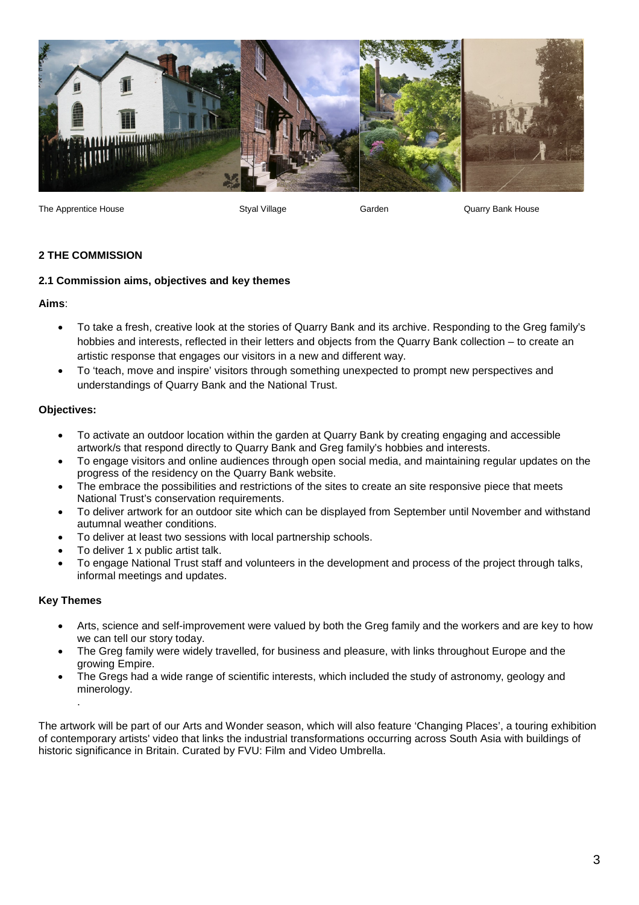The Apprentice House | Styal Village | Garden | Quarry Bank House

## 2 THE COMMISSION

### 2.1 Commission aims, objectives and key themes

**Aims**:

- To take a fresh, creative look at the stories of Quarry Bank and its archive. Responding to the Greg family's hobbies and interests, reflected in their letters and objects from the Quarry Bank collection – to create an artistic response that engages our visitors in a new and different way.
- To 'teach, move and inspire' visitors through something unexpected to prompt new perspectives and understandings of Quarry Bank and the National Trust.

**Objectives:**

- To activate an outdoor location within the garden at Quarry Bank by creating engaging and accessible artwork/s that respond directly to Quarry Bank and Greg family's hobbies and interests.
- To engage visitors and online audiences through open social media, and maintaining regular updates on the progress of the residency on the Quarry Bank website.
- The embrace the possibilities and restrictions of the sites to create an site responsive piece that meets National Trust's conservation requirements.
- To deliver artwork for an outdoor site which can be displayed from September until November and withstand autumnal weather conditions.
- To deliver at least two sessions with local partnership schools.
- To deliver 1 x public artist talk.
- To engage National Trust staff and volunteers in the development and process of the project through talks, informal meetings and updates.

**Key Themes**

- Arts, science and self-improvement were valued by both the Greg family and the workers and are key to how we can tell our story today.
- The Greg family were widely travelled, for business and pleasure, with links throughout Europe and the growing Empire.
- The Gregs had a wide range of scientific interests, which included the study of astronomy, geology and minerology.

The artwork will be part of our Arts and Wonder season, which will also feature 'Changing Places', a touring exhibition of contemporary artists' video that links the industrial transformations occurring across South Asia with buildings of historic significance in Britain. Curated by FVU: Film and Video Umbrella.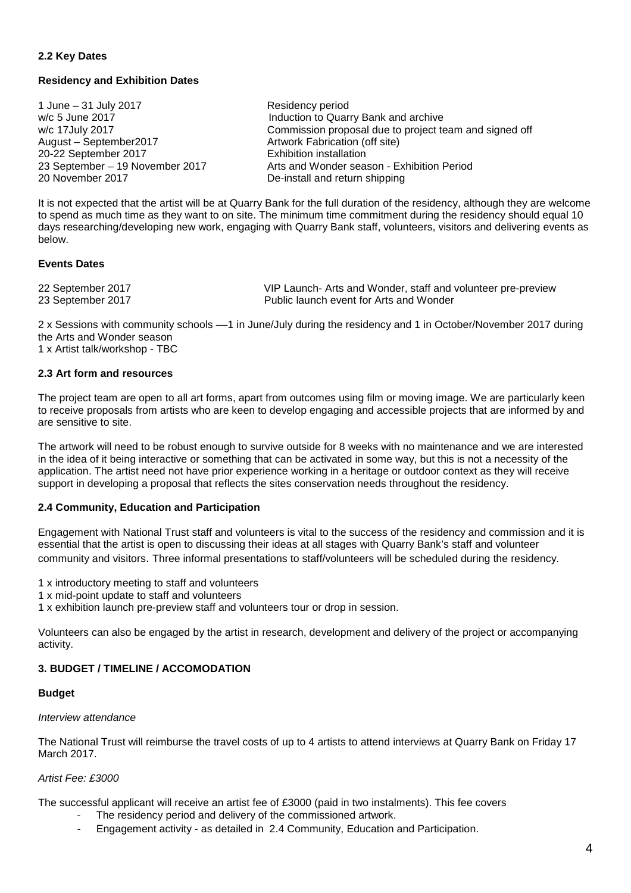**2.2 Key Dates**

**Residency and Exhibition Dates**

| | |
|---|---|
| 1 June – 31 July 2017 | Residency period |
| w/c 5 June 2017 | Induction to Quarry Bank and archive |
| w/c 17July 2017 | Commission proposal due to project team and signed off |
| August – September2017 | Artwork Fabrication (off site) |
| 20-22 September 2017 | Exhibition installation |
| 23 September – 19 November 2017 | Arts and Wonder season - Exhibition Period |
| 20 November 2017 | De-install and return shipping |

It is not expected that the artist will be at Quarry Bank for the full duration of the residency, although they are welcome to spend as much time as they want to on site. The minimum time commitment during the residency should equal 10 days researching/developing new work, engaging with Quarry Bank staff, volunteers, visitors and delivering events as below.

**Events Dates**

| | |
|---|---|
| 22 September 2017 | VIP Launch- Arts and Wonder, staff and volunteer pre-preview |
| 23 September 2017 | Public launch event for Arts and Wonder |

2 x Sessions with community schools —1 in June/July during the residency and 1 in October/November 2017 during the Arts and Wonder season
1 x Artist talk/workshop - TBC

**2.3 Art form and resources**

The project team are open to all art forms, apart from outcomes using film or moving image. We are particularly keen to receive proposals from artists who are keen to develop engaging and accessible projects that are informed by and are sensitive to site.

The artwork will need to be robust enough to survive outside for 8 weeks with no maintenance and we are interested in the idea of it being interactive or something that can be activated in some way, but this is not a necessity of the application. The artist need not have prior experience working in a heritage or outdoor context as they will receive support in developing a proposal that reflects the sites conservation needs throughout the residency.

**2.4 Community, Education and Participation**

Engagement with National Trust staff and volunteers is vital to the success of the residency and commission and it is essential that the artist is open to discussing their ideas at all stages with Quarry Bank's staff and volunteer community and visitors. Three informal presentations to staff/volunteers will be scheduled during the residency.

1 x introductory meeting to staff and volunteers
1 x mid-point update to staff and volunteers
1 x exhibition launch pre-preview staff and volunteers tour or drop in session.

Volunteers can also be engaged by the artist in research, development and delivery of the project or accompanying activity.

**3. BUDGET / TIMELINE / ACCOMODATION**

**Budget**

*Interview attendance*

The National Trust will reimburse the travel costs of up to 4 artists to attend interviews at Quarry Bank on Friday 17 March 2017.

*Artist Fee: £3000*

The successful applicant will receive an artist fee of £3000 (paid in two instalments). This fee covers

- The residency period and delivery of the commissioned artwork.
- Engagement activity - as detailed in 2.4 Community, Education and Participation.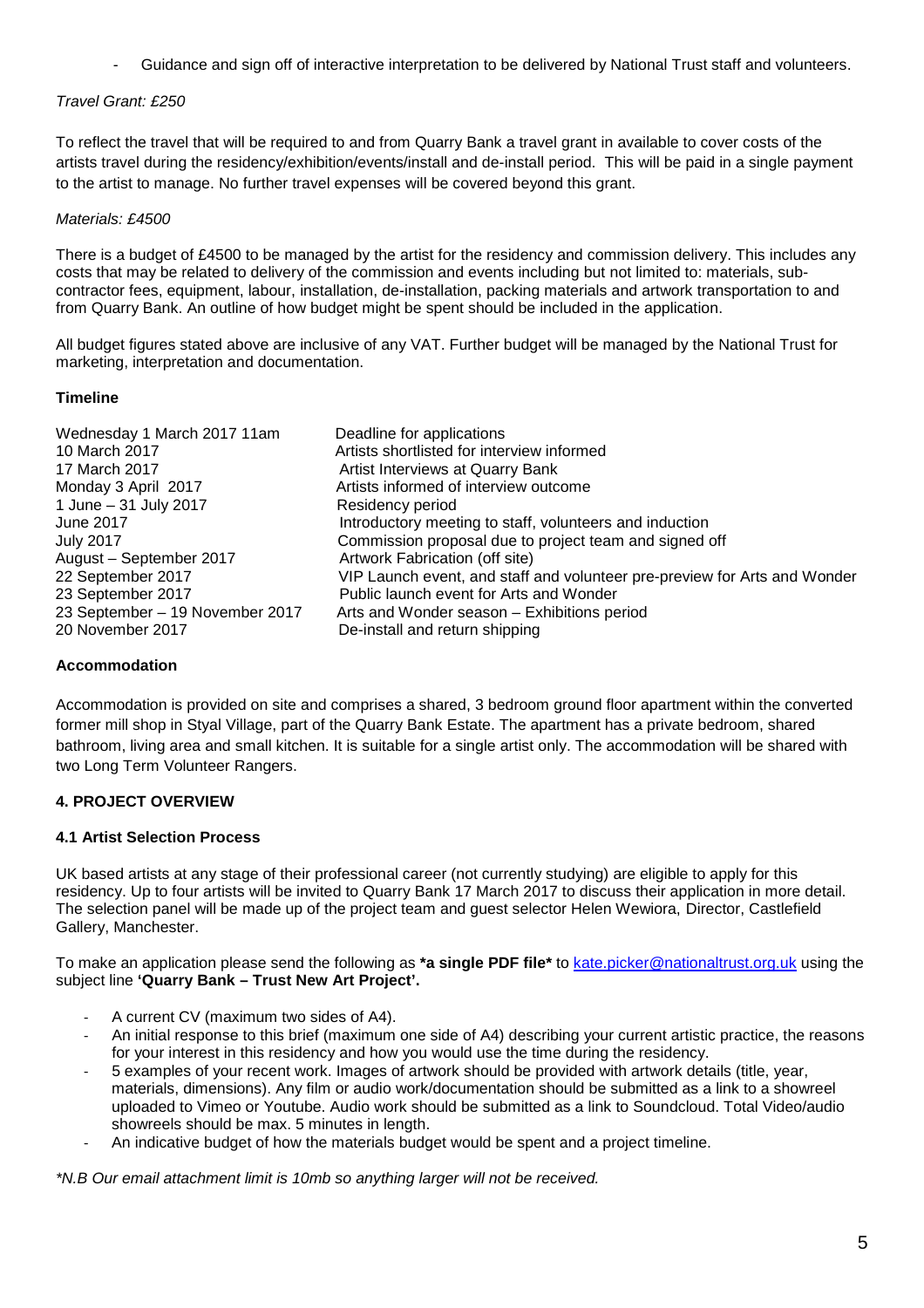- Guidance and sign off of interactive interpretation to be delivered by National Trust staff and volunteers.

*Travel Grant: £250*

To reflect the travel that will be required to and from Quarry Bank a travel grant in available to cover costs of the artists travel during the residency/exhibition/events/install and de-install period. This will be paid in a single payment to the artist to manage. No further travel expenses will be covered beyond this grant.

*Materials: £4500*

There is a budget of £4500 to be managed by the artist for the residency and commission delivery. This includes any costs that may be related to delivery of the commission and events including but not limited to: materials, sub-contractor fees, equipment, labour, installation, de-installation, packing materials and artwork transportation to and from Quarry Bank. An outline of how budget might be spent should be included in the application.

All budget figures stated above are inclusive of any VAT. Further budget will be managed by the National Trust for marketing, interpretation and documentation.

**Timeline**

| | |
|---|---|
| Wednesday 1 March 2017 11am | Deadline for applications |
| 10 March 2017 | Artists shortlisted for interview informed |
| 17 March 2017 | Artist Interviews at Quarry Bank |
| Monday 3 April 2017 | Artists informed of interview outcome |
| 1 June – 31 July 2017 | Residency period |
| June 2017 | Introductory meeting to staff, volunteers and induction |
| July 2017 | Commission proposal due to project team and signed off |
| August – September 2017 | Artwork Fabrication (off site) |
| 22 September 2017 | VIP Launch event, and staff and volunteer pre-preview for Arts and Wonder |
| 23 September 2017 | Public launch event for Arts and Wonder |
| 23 September – 19 November 2017 | Arts and Wonder season – Exhibitions period |
| 20 November 2017 | De-install and return shipping |

**Accommodation**

Accommodation is provided on site and comprises a shared, 3 bedroom ground floor apartment within the converted former mill shop in Styal Village, part of the Quarry Bank Estate. The apartment has a private bedroom, shared bathroom, living area and small kitchen. It is suitable for a single artist only. The accommodation will be shared with two Long Term Volunteer Rangers.

## 4. PROJECT OVERVIEW

### 4.1 Artist Selection Process

UK based artists at any stage of their professional career (not currently studying) are eligible to apply for this residency. Up to four artists will be invited to Quarry Bank 17 March 2017 to discuss their application in more detail. The selection panel will be made up of the project team and guest selector Helen Wewiora, Director, Castlefield Gallery, Manchester.

To make an application please send the following as **\*a single PDF file\*** to kate.picker@nationaltrust.org.uk using the subject line **'Quarry Bank – Trust New Art Project'.**

- A current CV (maximum two sides of A4).
- An initial response to this brief (maximum one side of A4) describing your current artistic practice, the reasons for your interest in this residency and how you would use the time during the residency.
- 5 examples of your recent work. Images of artwork should be provided with artwork details (title, year, materials, dimensions). Any film or audio work/documentation should be submitted as a link to a showreel uploaded to Vimeo or Youtube. Audio work should be submitted as a link to Soundcloud. Total Video/audio showreels should be max. 5 minutes in length.
- An indicative budget of how the materials budget would be spent and a project timeline.

*\*N.B Our email attachment limit is 10mb so anything larger will not be received.*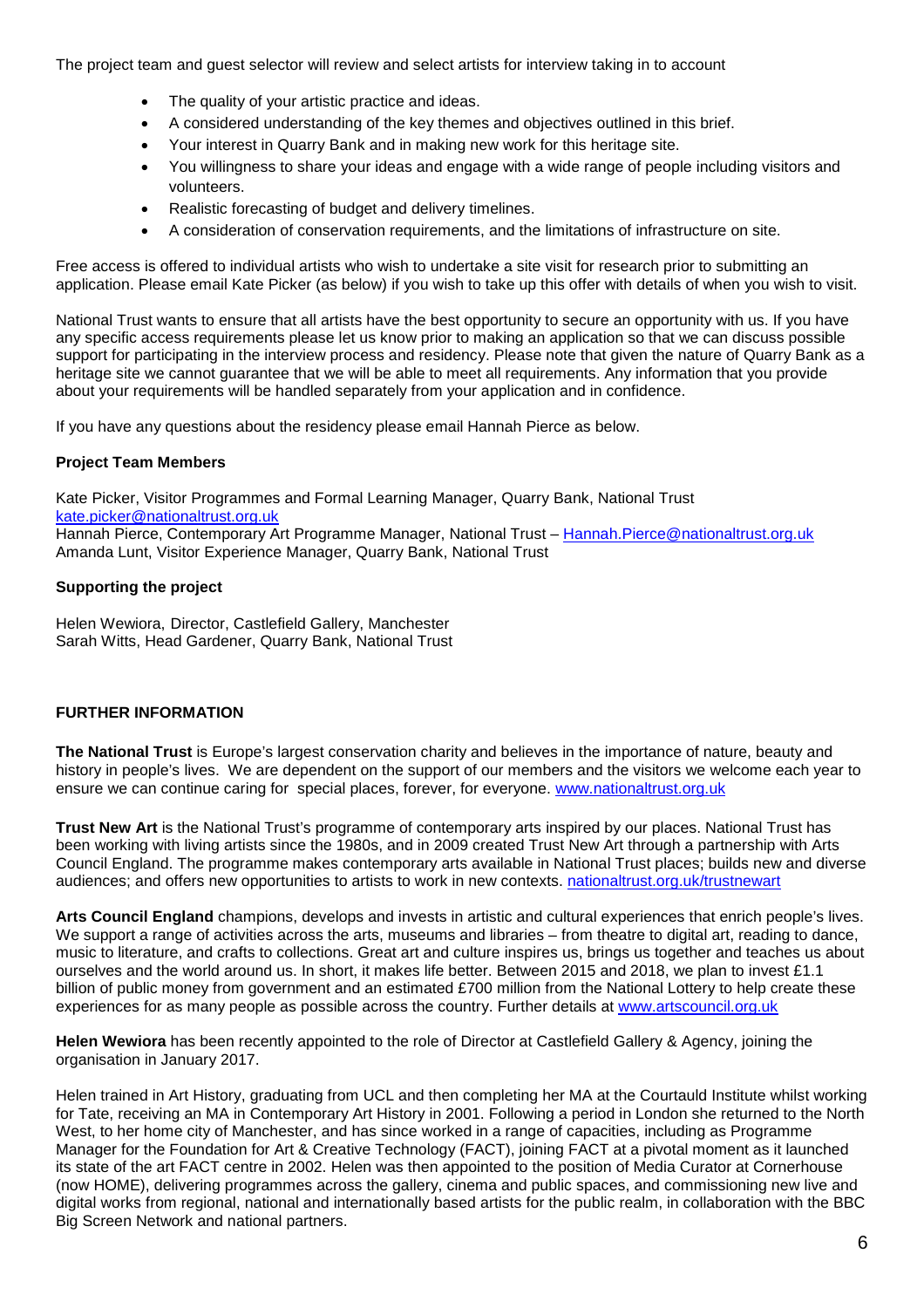The project team and guest selector will review and select artists for interview taking in to account

- The quality of your artistic practice and ideas.
- A considered understanding of the key themes and objectives outlined in this brief.
- Your interest in Quarry Bank and in making new work for this heritage site.
- You willingness to share your ideas and engage with a wide range of people including visitors and volunteers.
- Realistic forecasting of budget and delivery timelines.
- A consideration of conservation requirements, and the limitations of infrastructure on site.

Free access is offered to individual artists who wish to undertake a site visit for research prior to submitting an application. Please email Kate Picker (as below) if you wish to take up this offer with details of when you wish to visit.

National Trust wants to ensure that all artists have the best opportunity to secure an opportunity with us. If you have any specific access requirements please let us know prior to making an application so that we can discuss possible support for participating in the interview process and residency. Please note that given the nature of Quarry Bank as a heritage site we cannot guarantee that we will be able to meet all requirements. Any information that you provide about your requirements will be handled separately from your application and in confidence.

If you have any questions about the residency please email Hannah Pierce as below.

**Project Team Members**

Kate Picker, Visitor Programmes and Formal Learning Manager, Quarry Bank, National Trust
kate.picker@nationaltrust.org.uk
Hannah Pierce, Contemporary Art Programme Manager, National Trust – Hannah.Pierce@nationaltrust.org.uk
Amanda Lunt, Visitor Experience Manager, Quarry Bank, National Trust

**Supporting the project**

Helen Wewiora, Director, Castlefield Gallery, Manchester
Sarah Witts, Head Gardener, Quarry Bank, National Trust

**FURTHER INFORMATION**

**The National Trust** is Europe's largest conservation charity and believes in the importance of nature, beauty and history in people's lives. We are dependent on the support of our members and the visitors we welcome each year to ensure we can continue caring for special places, forever, for everyone. www.nationaltrust.org.uk

**Trust New Art** is the National Trust's programme of contemporary arts inspired by our places. National Trust has been working with living artists since the 1980s, and in 2009 created Trust New Art through a partnership with Arts Council England. The programme makes contemporary arts available in National Trust places; builds new and diverse audiences; and offers new opportunities to artists to work in new contexts. nationaltrust.org.uk/trustnewart

**Arts Council England** champions, develops and invests in artistic and cultural experiences that enrich people's lives. We support a range of activities across the arts, museums and libraries – from theatre to digital art, reading to dance, music to literature, and crafts to collections. Great art and culture inspires us, brings us together and teaches us about ourselves and the world around us. In short, it makes life better. Between 2015 and 2018, we plan to invest £1.1 billion of public money from government and an estimated £700 million from the National Lottery to help create these experiences for as many people as possible across the country. Further details at www.artscouncil.org.uk

**Helen Wewiora** has been recently appointed to the role of Director at Castlefield Gallery & Agency, joining the organisation in January 2017.

Helen trained in Art History, graduating from UCL and then completing her MA at the Courtauld Institute whilst working for Tate, receiving an MA in Contemporary Art History in 2001. Following a period in London she returned to the North West, to her home city of Manchester, and has since worked in a range of capacities, including as Programme Manager for the Foundation for Art & Creative Technology (FACT), joining FACT at a pivotal moment as it launched its state of the art FACT centre in 2002. Helen was then appointed to the position of Media Curator at Cornerhouse (now HOME), delivering programmes across the gallery, cinema and public spaces, and commissioning new live and digital works from regional, national and internationally based artists for the public realm, in collaboration with the BBC Big Screen Network and national partners.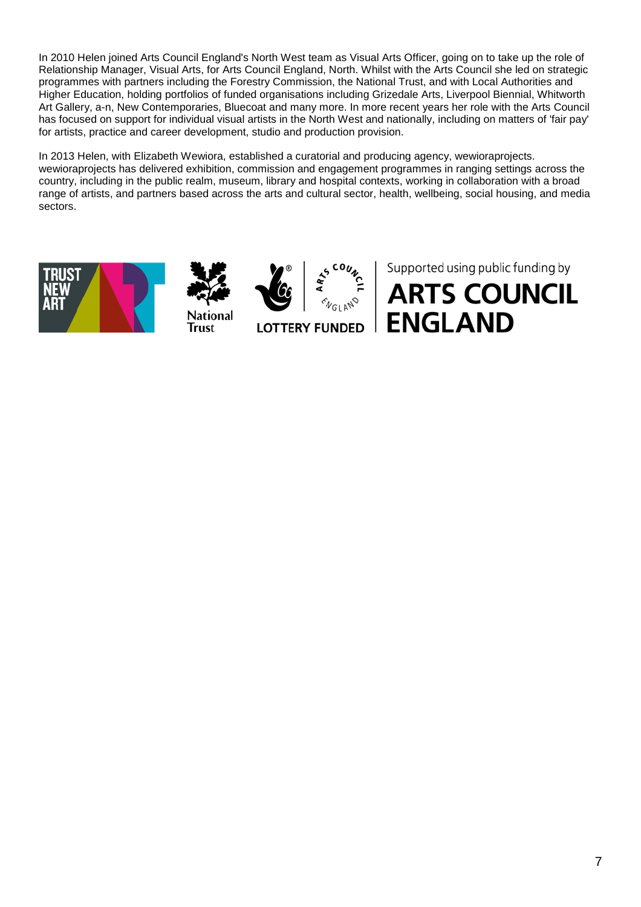In 2010 Helen joined Arts Council England's North West team as Visual Arts Officer, going on to take up the role of Relationship Manager, Visual Arts, for Arts Council England, North. Whilst with the Arts Council she led on strategic programmes with partners including the Forestry Commission, the National Trust, and with Local Authorities and Higher Education, holding portfolios of funded organisations including Grizedale Arts, Liverpool Biennial, Whitworth Art Gallery, a-n, New Contemporaries, Bluecoat and many more. In more recent years her role with the Arts Council has focused on support for individual visual artists in the North West and nationally, including on matters of 'fair pay' for artists, practice and career development, studio and production provision.

In 2013 Helen, with Elizabeth Wewiora, established a curatorial and producing agency, wewioraprojects. wewioraprojects has delivered exhibition, commission and engagement programmes in ranging settings across the country, including in the public realm, museum, library and hospital contexts, working in collaboration with a broad range of artists, and partners based across the arts and cultural sector, health, wellbeing, social housing, and media sectors.

TRUST NEW ART

National Trust

LOTTERY FUNDED

Supported using public funding by ARTS COUNCIL ENGLAND